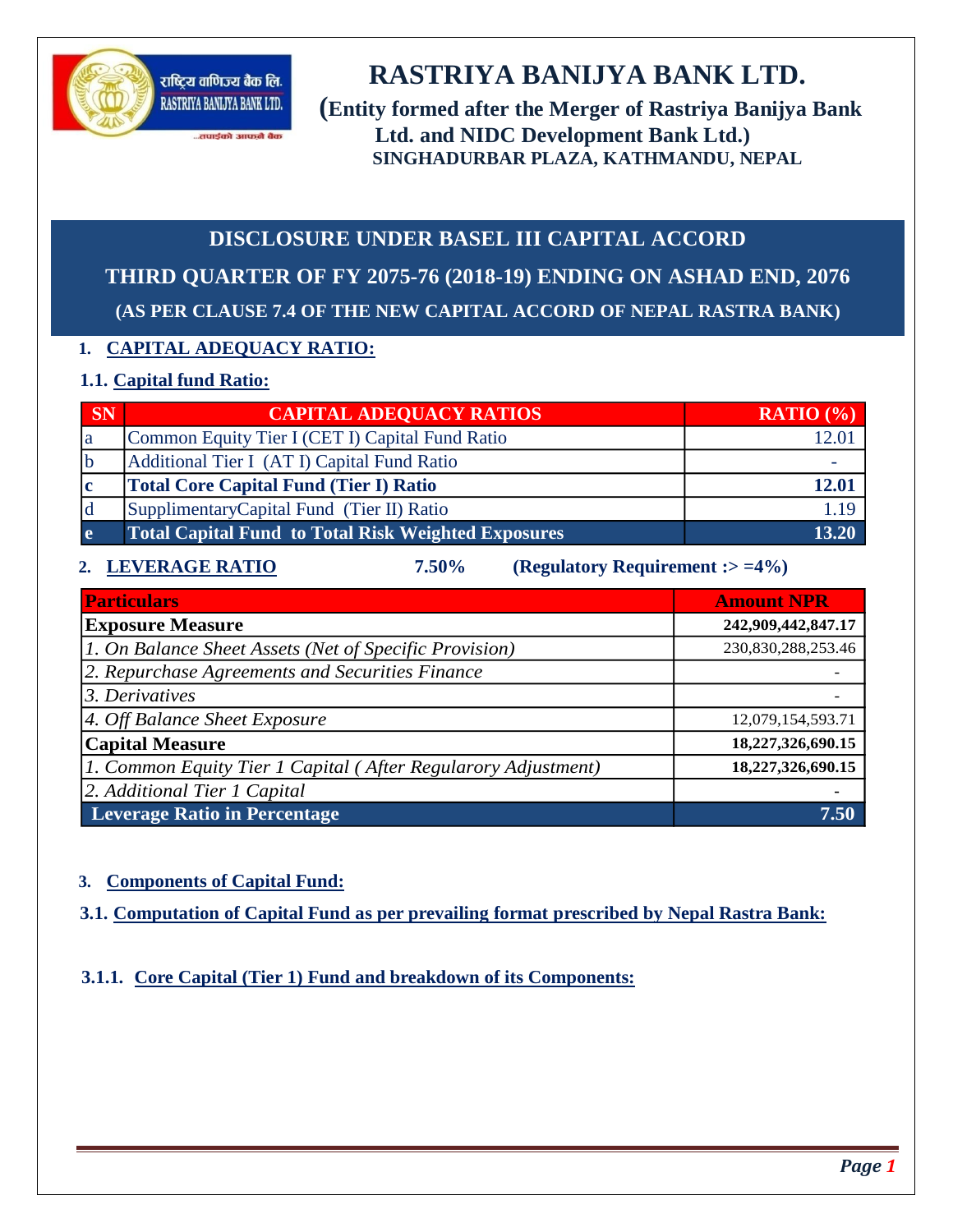राष्ट्रिय वाणिज्य बैंक लि.
RASTRIYA BANIJYA BANK LTD.
...तपाईंको आफ्नै बैंक

# RASTRIYA BANIJYA BANK LTD.

**(Entity formed after the Merger of Rastriya Banijya Bank Ltd. and NIDC Development Bank Ltd.)**

**SINGHADURBAR PLAZA, KATHMANDU, NEPAL**

## DISCLOSURE UNDER BASEL III CAPITAL ACCORD

## THIRD QUARTER OF FY 2075-76 (2018-19) ENDING ON ASHAD END, 2076

**(AS PER CLAUSE 7.4 OF THE NEW CAPITAL ACCORD OF NEPAL RASTRA BANK)**

### 1. CAPITAL ADEQUACY RATIO:

#### 1.1. Capital fund Ratio:

| SN | CAPITAL ADEQUACY RATIOS | RATIO (%) |
|---|---|---|
| a | Common Equity Tier I (CET I) Capital Fund Ratio | 12.01 |
| b | Additional Tier I (AT I) Capital Fund Ratio | - |
| **c** | **Total Core Capital Fund (Tier I) Ratio** | **12.01** |
| d | SupplimentaryCapital Fund (Tier II) Ratio | 1.19 |
| **e** | **Total Capital Fund to Total Risk Weighted Exposures** | **13.20** |

### 2. LEVERAGE RATIO 7.50% (Regulatory Requirement :> =4%)

| Particulars | Amount NPR |
|---|---|
| **Exposure Measure** | **242,909,442,847.17** |
| *1. On Balance Sheet Assets (Net of Specific Provision)* | 230,830,288,253.46 |
| *2. Repurchase Agreements and Securities Finance* | - |
| *3. Derivatives* | - |
| *4. Off Balance Sheet Exposure* | 12,079,154,593.71 |
| **Capital Measure** | **18,227,326,690.15** |
| *1. Common Equity Tier 1 Capital ( After Regularory Adjustment)* | **18,227,326,690.15** |
| *2. Additional Tier 1 Capital* | - |
| **Leverage Ratio in Percentage** | **7.50** |

### 3. Components of Capital Fund:

#### 3.1. Computation of Capital Fund as per prevailing format prescribed by Nepal Rastra Bank:

##### 3.1.1. Core Capital (Tier 1) Fund and breakdown of its Components: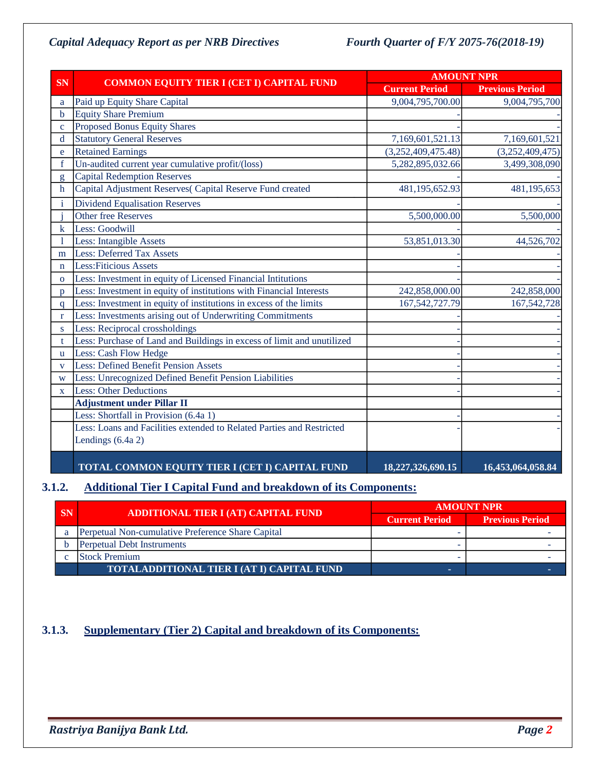| SN | COMMON EQUITY TIER I (CET I) CAPITAL FUND | AMOUNT NPR | |
|---|---|---|---|
| | | Current Period | Previous Period |
| a | Paid up Equity Share Capital | 9,004,795,700.00 | 9,004,795,700 |
| b | Equity Share Premium | - | - |
| c | Proposed Bonus Equity Shares | - | - |
| d | Statutory General Reserves | 7,169,601,521.13 | 7,169,601,521 |
| e | Retained Earnings | (3,252,409,475.48) | (3,252,409,475) |
| f | Un-audited current year cumulative profit/(loss) | 5,282,895,032.66 | 3,499,308,090 |
| g | Capital Redemption Reserves | - | - |
| h | Capital Adjustment Reserves( Capital Reserve Fund created | 481,195,652.93 | 481,195,653 |
| i | Dividend Equalisation Reserves | - | - |
| j | Other free Reserves | 5,500,000.00 | 5,500,000 |
| k | Less: Goodwill | - | - |
| l | Less: Intangible Assets | 53,851,013.30 | 44,526,702 |
| m | Less: Deferred Tax Assets | - | - |
| n | Less:Fiticious Assets | - | - |
| o | Less: Investment in equity of Licensed Financial Intitutions | - | - |
| p | Less: Investment in equity of institutions with Financial Interests | 242,858,000.00 | 242,858,000 |
| q | Less: Investment in equity of institutions in excess of the limits | 167,542,727.79 | 167,542,728 |
| r | Less: Investments arising out of Underwriting Commitments | - | - |
| s | Less: Reciprocal crossholdings | - | - |
| t | Less: Purchase of Land and Buildings in excess of limit and unutilized | - | - |
| u | Less: Cash Flow Hedge | - | - |
| v | Less: Defined Benefit Pension Assets | - | - |
| w | Less: Unrecognized Defined Benefit Pension Liabilities | - | - |
| x | Less: Other Deductions | - | - |
| | **Adjustment under Pillar II** | | |
| | Less: Shortfall in Provision (6.4a 1) | - | - |
| | Less: Loans and Facilities extended to Related Parties and Restricted Lendings (6.4a 2) | - | - |
| | **TOTAL COMMON EQUITY TIER I (CET I) CAPITAL FUND** | **18,227,326,690.15** | **16,453,064,058.84** |

### 3.1.2. Additional Tier I Capital Fund and breakdown of its Components:

| SN | ADDITIONAL TIER I (AT) CAPITAL FUND | AMOUNT NPR | |
|---|---|---|---|
| | | Current Period | Previous Period |
| a | Perpetual Non-cumulative Preference Share Capital | - | - |
| b | Perpetual Debt Instruments | - | - |
| c | Stock Premium | - | - |
| | **TOTALADDITIONAL TIER I (AT I) CAPITAL FUND** | **-** | **-** |

### 3.1.3. Supplementary (Tier 2) Capital and breakdown of its Components: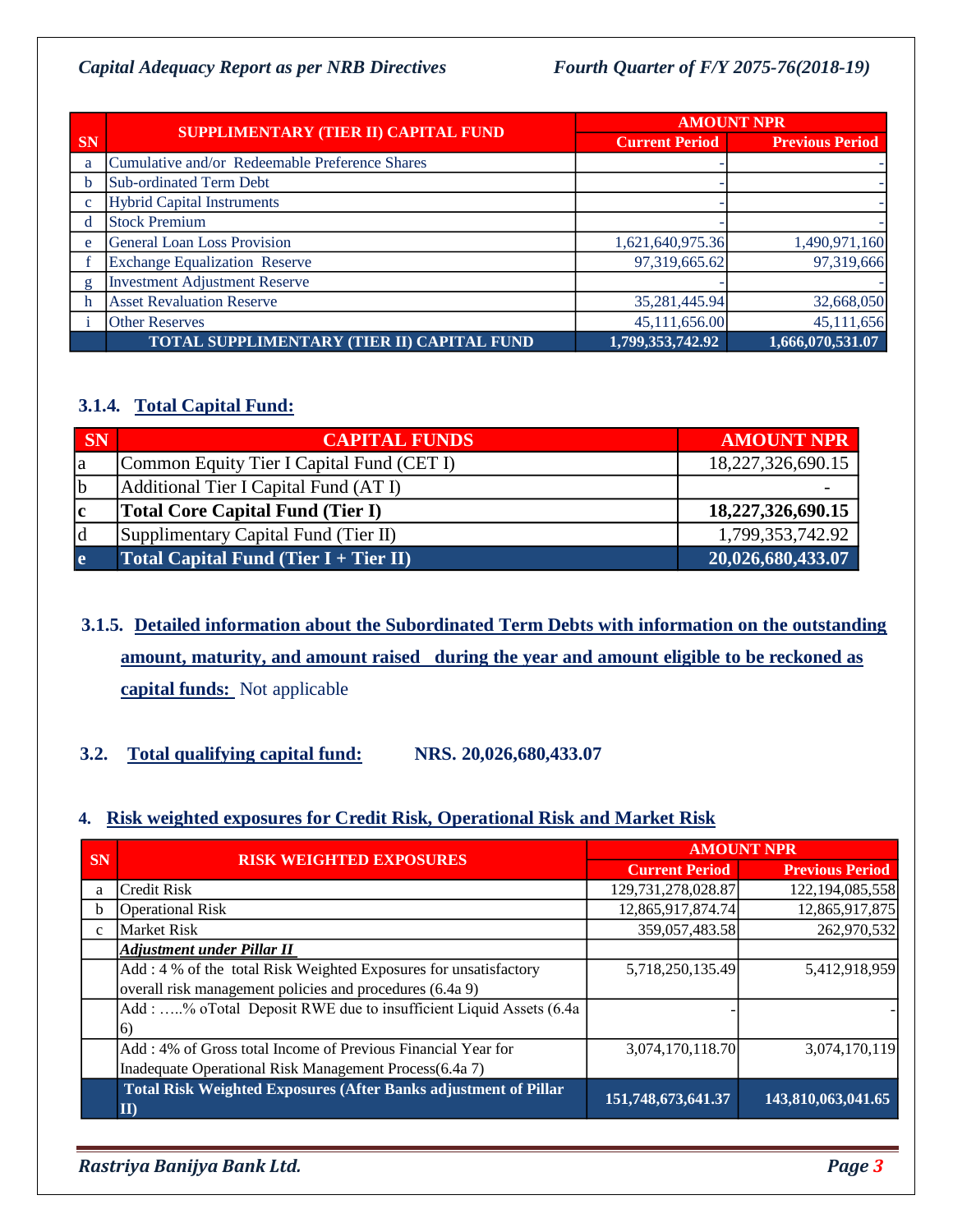| SN | SUPPLIMENTARY (TIER II) CAPITAL FUND | AMOUNT NPR | |
|---|---|---|---|
| | | Current Period | Previous Period |
| a | Cumulative and/or Redeemable Preference Shares | - | - |
| b | Sub-ordinated Term Debt | - | - |
| c | Hybrid Capital Instruments | - | - |
| d | Stock Premium | - | - |
| e | General Loan Loss Provision | 1,621,640,975.36 | 1,490,971,160 |
| f | Exchange Equalization Reserve | 97,319,665.62 | 97,319,666 |
| g | Investment Adjustment Reserve | - | - |
| h | Asset Revaluation Reserve | 35,281,445.94 | 32,668,050 |
| i | Other Reserves | 45,111,656.00 | 45,111,656 |
| | **TOTAL SUPPLIMENTARY (TIER II) CAPITAL FUND** | **1,799,353,742.92** | **1,666,070,531.07** |

### 3.1.4. Total Capital Fund:

| SN | CAPITAL FUNDS | AMOUNT NPR |
|---|---|---|
| a | Common Equity Tier I Capital Fund (CET I) | 18,227,326,690.15 |
| b | Additional Tier I Capital Fund (AT I) | - |
| **c** | **Total Core Capital Fund (Tier I)** | **18,227,326,690.15** |
| d | Supplimentary Capital Fund (Tier II) | 1,799,353,742.92 |
| **e** | **Total Capital Fund (Tier I + Tier II)** | **20,026,680,433.07** |

### 3.1.5. Detailed information about the Subordinated Term Debts with information on the outstanding amount, maturity, and amount raised during the year and amount eligible to be reckoned as capital funds: Not applicable

### 3.2. Total qualifying capital fund: NRS. 20,026,680,433.07

## 4. Risk weighted exposures for Credit Risk, Operational Risk and Market Risk

| SN | RISK WEIGHTED EXPOSURES | AMOUNT NPR | |
|---|---|---|---|
| | | Current Period | Previous Period |
| a | Credit Risk | 129,731,278,028.87 | 122,194,085,558 |
| b | Operational Risk | 12,865,917,874.74 | 12,865,917,875 |
| c | Market Risk | 359,057,483.58 | 262,970,532 |
| | ***Adjustment under Pillar II*** | | |
| | Add : 4 % of the total Risk Weighted Exposures for unsatisfactory overall risk management policies and procedures (6.4a 9) | 5,718,250,135.49 | 5,412,918,959 |
| | Add : …..% oTotal Deposit RWE due to insufficient Liquid Assets (6.4a 6) | - | - |
| | Add : 4% of Gross total Income of Previous Financial Year for Inadequate Operational Risk Management Process(6.4a 7) | 3,074,170,118.70 | 3,074,170,119 |
| | **Total Risk Weighted Exposures (After Banks adjustment of Pillar II)** | **151,748,673,641.37** | **143,810,063,041.65** |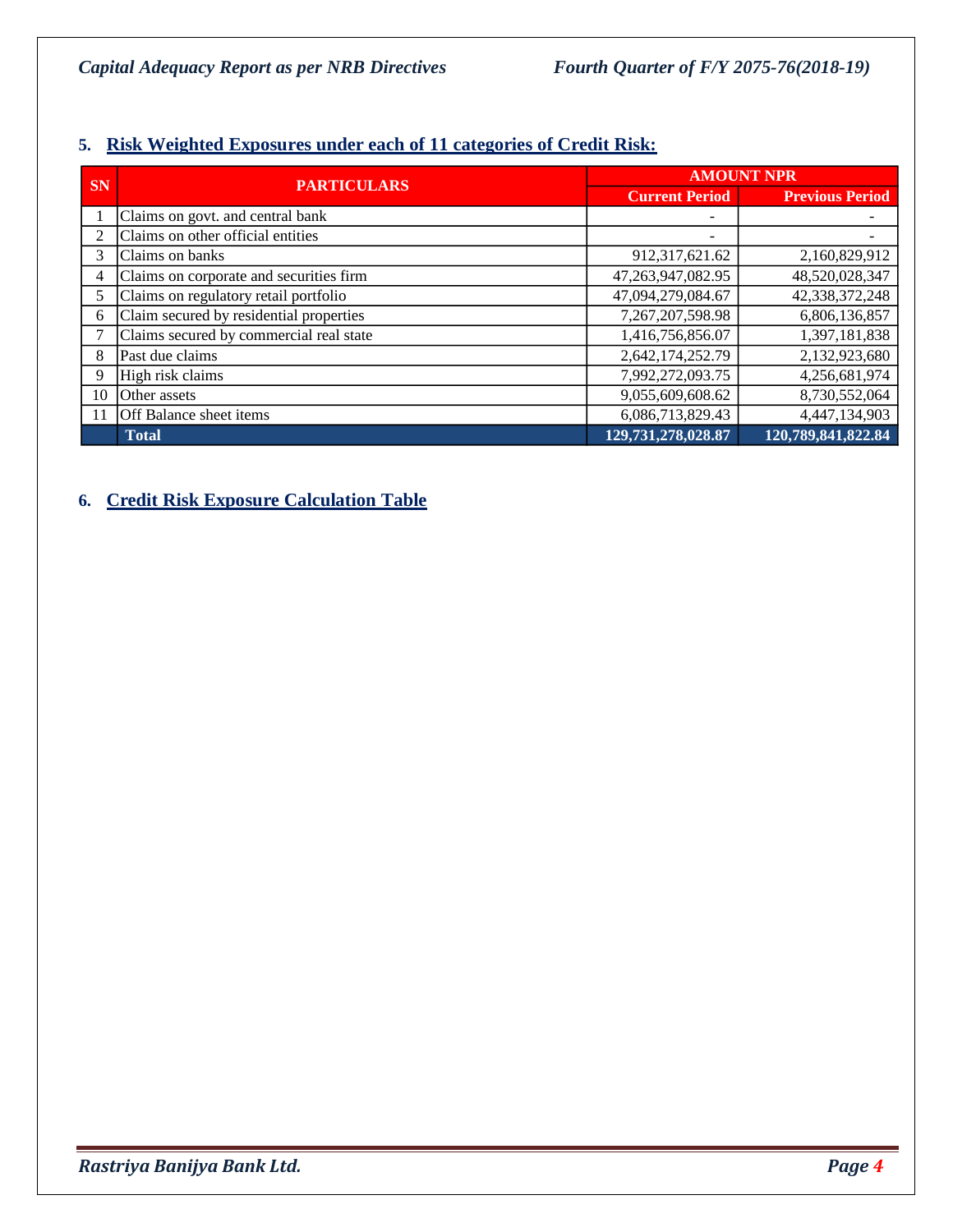## 5. Risk Weighted Exposures under each of 11 categories of Credit Risk:

| SN | PARTICULARS | AMOUNT NPR | |
|---|---|---|---|
| | | Current Period | Previous Period |
| 1 | Claims on govt. and central bank | - | - |
| 2 | Claims on other official entities | - | - |
| 3 | Claims on banks | 912,317,621.62 | 2,160,829,912 |
| 4 | Claims on corporate and securities firm | 47,263,947,082.95 | 48,520,028,347 |
| 5 | Claims on regulatory retail portfolio | 47,094,279,084.67 | 42,338,372,248 |
| 6 | Claim secured by residential properties | 7,267,207,598.98 | 6,806,136,857 |
| 7 | Claims secured by commercial real state | 1,416,756,856.07 | 1,397,181,838 |
| 8 | Past due claims | 2,642,174,252.79 | 2,132,923,680 |
| 9 | High risk claims | 7,992,272,093.75 | 4,256,681,974 |
| 10 | Other assets | 9,055,609,608.62 | 8,730,552,064 |
| 11 | Off Balance sheet items | 6,086,713,829.43 | 4,447,134,903 |
| | **Total** | **129,731,278,028.87** | **120,789,841,822.84** |

## 6. Credit Risk Exposure Calculation Table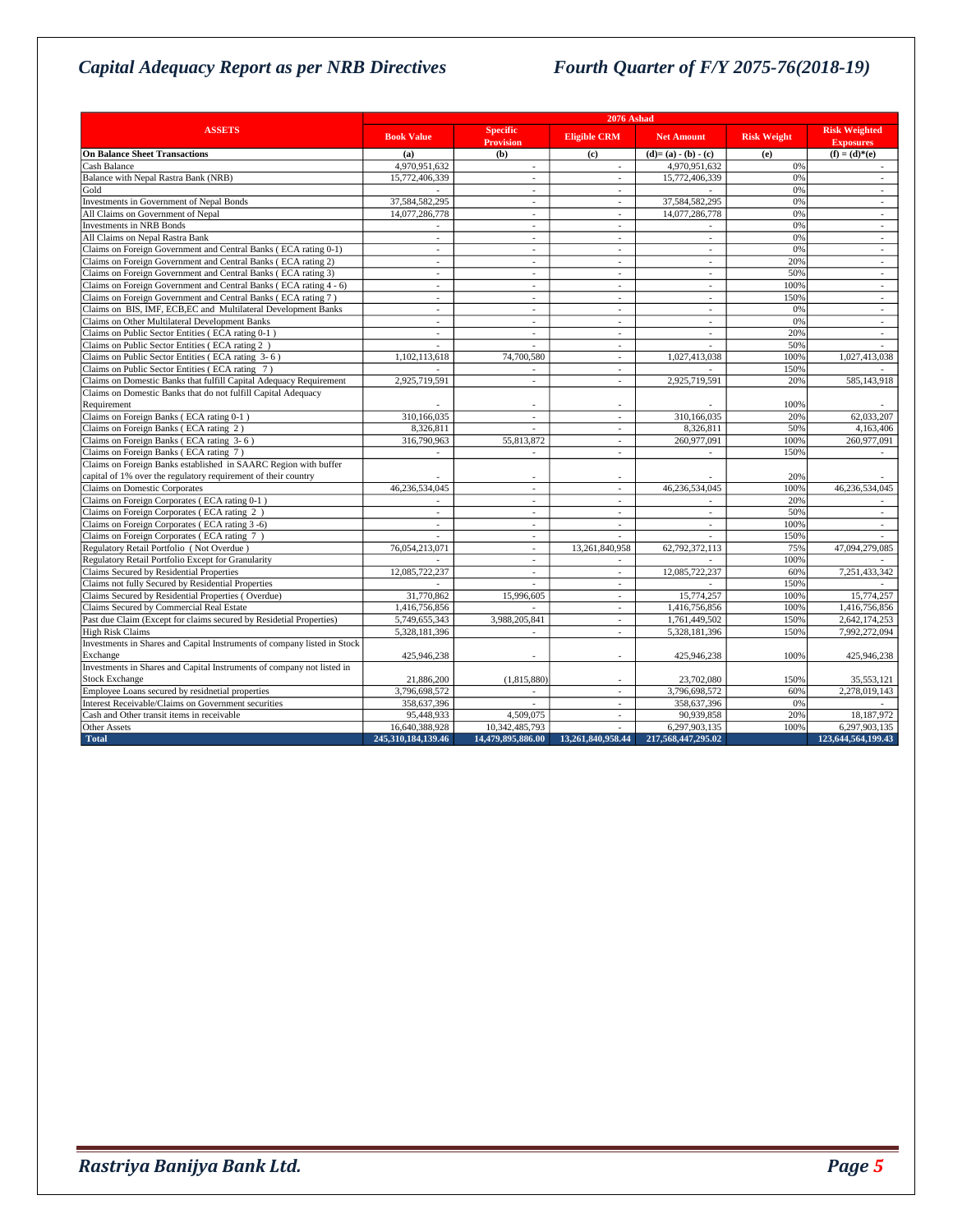# Capital Adequacy Report as per NRB Directives

## Fourth Quarter of F/Y 2075-76(2018-19)

| ASSETS | 2076 Ashad | | | | | |
|---|---|---|---|---|---|---|
| | Book Value | Specific Provision | Eligible CRM | Net Amount | Risk Weight | Risk Weighted Exposures |
| **On Balance Sheet Transactions** | (a) | (b) | (c) | (d)= (a) - (b) - (c) | (e) | (f) = (d)*(e) |
| Cash Balance | 4,970,951,632 | - | - | 4,970,951,632 | 0% | - |
| Balance with Nepal Rastra Bank (NRB) | 15,772,406,339 | - | - | 15,772,406,339 | 0% | - |
| Gold | - | - | - | - | 0% | - |
| Investments in Government of Nepal Bonds | 37,584,582,295 | - | - | 37,584,582,295 | 0% | - |
| All Claims on Government of Nepal | 14,077,286,778 | - | - | 14,077,286,778 | 0% | - |
| Investments in NRB Bonds | - | - | - | - | 0% | - |
| All Claims on Nepal Rastra Bank | - | - | - | - | 0% | - |
| Claims on Foreign Government and Central Banks ( ECA rating 0-1) | - | - | - | - | 0% | - |
| Claims on Foreign Government and Central Banks ( ECA rating 2) | - | - | - | - | 20% | - |
| Claims on Foreign Government and Central Banks ( ECA rating 3) | - | - | - | - | 50% | - |
| Claims on Foreign Government and Central Banks ( ECA rating 4 - 6) | - | - | - | - | 100% | - |
| Claims on Foreign Government and Central Banks ( ECA rating 7 ) | - | - | - | - | 150% | - |
| Claims on BIS, IMF, ECB,EC and Multilateral Development Banks | - | - | - | - | 0% | - |
| Claims on Other Multilateral Development Banks | - | - | - | - | 0% | - |
| Claims on Public Sector Entities ( ECA rating 0-1 ) | - | - | - | - | 20% | - |
| Claims on Public Sector Entities ( ECA rating 2 ) | - | - | - | - | 50% | - |
| Claims on Public Sector Entities ( ECA rating 3- 6 ) | 1,102,113,618 | 74,700,580 | - | 1,027,413,038 | 100% | 1,027,413,038 |
| Claims on Public Sector Entities ( ECA rating 7 ) | - | - | - | - | 150% | - |
| Claims on Domestic Banks that fulfill Capital Adequacy Requirement | 2,925,719,591 | - | - | 2,925,719,591 | 20% | 585,143,918 |
| Claims on Domestic Banks that do not fulfill Capital Adequacy Requirement | - | - | - | - | 100% | - |
| Claims on Foreign Banks ( ECA rating 0-1 ) | 310,166,035 | - | - | 310,166,035 | 20% | 62,033,207 |
| Claims on Foreign Banks ( ECA rating 2 ) | 8,326,811 | - | - | 8,326,811 | 50% | 4,163,406 |
| Claims on Foreign Banks ( ECA rating 3- 6 ) | 316,790,963 | 55,813,872 | - | 260,977,091 | 100% | 260,977,091 |
| Claims on Foreign Banks ( ECA rating 7 ) | - | - | - | - | 150% | - |
| Claims on Foreign Banks established in SAARC Region with buffer capital of 1% over the regulatory requirement of their country | - | - | - | - | 20% | - |
| Claims on Domestic Corporates | 46,236,534,045 | - | - | 46,236,534,045 | 100% | 46,236,534,045 |
| Claims on Foreign Corporates ( ECA rating 0-1 ) | - | - | - | - | 20% | - |
| Claims on Foreign Corporates ( ECA rating 2 ) | - | - | - | - | 50% | - |
| Claims on Foreign Corporates ( ECA rating 3 -6) | - | - | - | - | 100% | - |
| Claims on Foreign Corporates ( ECA rating 7 ) | - | - | - | - | 150% | - |
| Regulatory Retail Portfolio ( Not Overdue ) | 76,054,213,071 | - | 13,261,840,958 | 62,792,372,113 | 75% | 47,094,279,085 |
| Regulatory Retail Portfolio Except for Granularity | - | - | - | - | 100% | - |
| Claims Secured by Residential Properties | 12,085,722,237 | - | - | 12,085,722,237 | 60% | 7,251,433,342 |
| Claims not fully Secured by Residential Properties | - | - | - | - | 150% | - |
| Claims Secured by Residential Properties ( Overdue) | 31,770,862 | 15,996,605 | - | 15,774,257 | 100% | 15,774,257 |
| Claims Secured by Commercial Real Estate | 1,416,756,856 | - | - | 1,416,756,856 | 100% | 1,416,756,856 |
| Past due Claim (Except for claims secured by Residetial Properties) | 5,749,655,343 | 3,988,205,841 | - | 1,761,449,502 | 150% | 2,642,174,253 |
| High Risk Claims | 5,328,181,396 | - | - | 5,328,181,396 | 150% | 7,992,272,094 |
| Investments in Shares and Capital Instruments of company listed in Stock Exchange | 425,946,238 | - | - | 425,946,238 | 100% | 425,946,238 |
| Investments in Shares and Capital Instruments of company not listed in Stock Exchange | 21,886,200 | (1,815,880) | - | 23,702,080 | 150% | 35,553,121 |
| Employee Loans secured by residnetial properties | 3,796,698,572 | - | - | 3,796,698,572 | 60% | 2,278,019,143 |
| Interest Receivable/Claims on Government securities | 358,637,396 | - | - | 358,637,396 | 0% | - |
| Cash and Other transit items in receivable | 95,448,933 | 4,509,075 | - | 90,939,858 | 20% | 18,187,972 |
| Other Assets | 16,640,388,928 | 10,342,485,793 | - | 6,297,903,135 | 100% | 6,297,903,135 |
| **Total** | **245,310,184,139.46** | **14,479,895,886.00** | **13,261,840,958.44** | **217,568,447,295.02** | | **123,644,564,199.43** |

*Rastriya Banijya Bank Ltd.*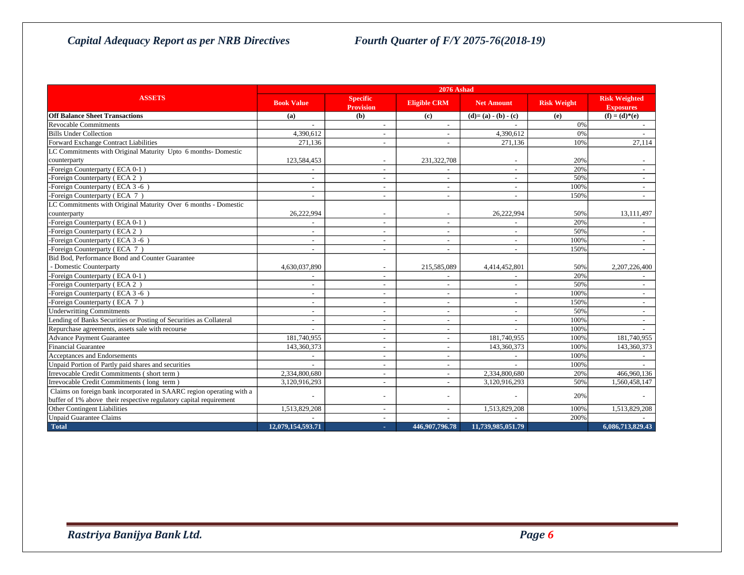*Capital Adequacy Report as per NRB Directives* *Fourth Quarter of F/Y 2075-76(2018-19)*

| ASSETS | 2076 Ashad | | | | | |
|---|---|---|---|---|---|---|
| | Book Value | Specific Provision | Eligible CRM | Net Amount | Risk Weight | Risk Weighted Exposures |
| **Off Balance Sheet Transactions** | (a) | (b) | (c) | (d)= (a) - (b) - (c) | (e) | (f) = (d)*(e) |
| Revocable Commitments | - | - | - | - | 0% | - |
| Bills Under Collection | 4,390,612 | - | - | 4,390,612 | 0% | - |
| Forward Exchange Contract Liabilities | 271,136 | - | - | 271,136 | 10% | 27,114 |
| LC Commitments with Original Maturity Upto 6 months- Domestic counterparty | 123,584,453 | - | 231,322,708 | - | 20% | - |
| -Foreign Counterparty ( ECA 0-1 ) | - | - | - | - | 20% | - |
| -Foreign Counterparty ( ECA 2 ) | - | - | - | - | 50% | - |
| -Foreign Counterparty ( ECA 3 -6 ) | - | - | - | - | 100% | - |
| -Foreign Counterparty ( ECA 7 ) | - | - | - | - | 150% | - |
| LC Commitments with Original Maturity Over 6 months - Domestic counterparty | 26,222,994 | - | - | 26,222,994 | 50% | 13,111,497 |
| -Foreign Counterparty ( ECA 0-1 ) | - | - | - | - | 20% | - |
| -Foreign Counterparty ( ECA 2 ) | - | - | - | - | 50% | - |
| -Foreign Counterparty ( ECA 3 -6 ) | - | - | - | - | 100% | - |
| -Foreign Counterparty ( ECA 7 ) | - | - | - | - | 150% | - |
| Bid Bod, Performance Bond and Counter Guarantee - Domestic Counterparty | 4,630,037,890 | - | 215,585,089 | 4,414,452,801 | 50% | 2,207,226,400 |
| -Foreign Counterparty ( ECA 0-1 ) | - | - | - | - | 20% | - |
| -Foreign Counterparty ( ECA 2 ) | - | - | - | - | 50% | - |
| -Foreign Counterparty ( ECA 3 -6 ) | - | - | - | - | 100% | - |
| -Foreign Counterparty ( ECA 7 ) | - | - | - | - | 150% | - |
| Underwritting Commitments | - | - | - | - | 50% | - |
| Lending of Banks Securities or Posting of Securities as Collateral | - | - | - | - | 100% | - |
| Repurchase agreements, assets sale with recourse | - | - | - | - | 100% | - |
| Advance Payment Guarantee | 181,740,955 | - | - | 181,740,955 | 100% | 181,740,955 |
| Financial Guarantee | 143,360,373 | - | - | 143,360,373 | 100% | 143,360,373 |
| Acceptances and Endorsements | - | - | - | - | 100% | - |
| Unpaid Portion of Partly paid shares and securities | - | - | - | - | 100% | - |
| Irrevocable Credit Commitments ( short term ) | 2,334,800,680 | - | - | 2,334,800,680 | 20% | 466,960,136 |
| Irrevocable Credit Commitments ( long term ) | 3,120,916,293 | - | - | 3,120,916,293 | 50% | 1,560,458,147 |
| Claims on foreign bank incorporated in SAARC region operating with a buffer of 1% above their respective regulatory capital requirement | - | - | - | - | 20% | - |
| Other Contingent Liabilities | 1,513,829,208 | - | - | 1,513,829,208 | 100% | 1,513,829,208 |
| Unpaid Guarantee Claims | - | - | - | - | 200% | - |
| **Total** | **12,079,154,593.71** | **-** | **446,907,796.78** | **11,739,985,051.79** | | **6,086,713,829.43** |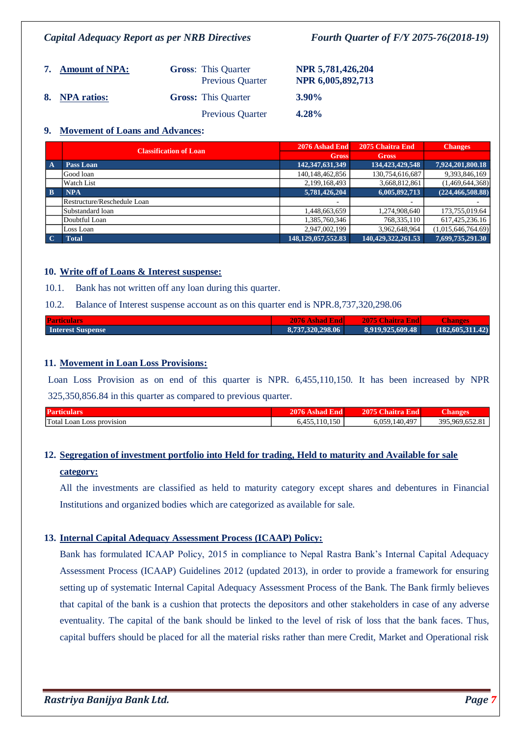7. **Amount of NPA:** **Gross**: This Quarter NPR 5,781,426,204
   Previous Quarter NPR 6,005,892,713

8. **NPA ratios:** **Gross:** This Quarter **3.90%**
   Previous Quarter **4.28%**

9. **Movement of Loans and Advances:**

| | Classification of Loan | 2076 Ashad End | 2075 Chaitra End | Changes |
|---|---|---|---|---|
| | | Gross | Gross | |
| A | Pass Loan | 142,347,631,349 | 134,423,429,548 | 7,924,201,800.18 |
| | Good loan | 140,148,462,856 | 130,754,616,687 | 9,393,846,169 |
| | Watch List | 2,199,168,493 | 3,668,812,861 | (1,469,644,368) |
| B | NPA | 5,781,426,204 | 6,005,892,713 | (224,466,508.88) |
| | Restructure/Reschedule Loan | - | - | - |
| | Substandard loan | 1,448,663,659 | 1,274,908,640 | 173,755,019.64 |
| | Doubtful Loan | 1,385,760,346 | 768,335,110 | 617,425,236.16 |
| | Loss Loan | 2,947,002,199 | 3,962,648,964 | (1,015,646,764.69) |
| C | Total | 148,129,057,552.83 | 140,429,322,261.53 | 7,699,735,291.30 |

10. **Write off of Loans & Interest suspense:**

10.1. Bank has not written off any loan during this quarter.

10.2. Balance of Interest suspense account as on this quarter end is NPR.8,737,320,298.06

| Particulars | 2076 Ashad End | 2075 Chaitra End | Changes |
|---|---|---|---|
| Interest Suspense | 8,737,320,298.06 | 8,919,925,609.48 | (182,605,311.42) |

11. **Movement in Loan Loss Provisions:**

Loan Loss Provision as on end of this quarter is NPR. 6,455,110,150. It has been increased by NPR 325,350,856.84 in this quarter as compared to previous quarter.

| Particulars | 2076 Ashad End | 2075 Chaitra End | Changes |
|---|---|---|---|
| Total Loan Loss provision | 6,455,110,150 | 6,059,140,497 | 395,969,652.81 |

12. **Segregation of investment portfolio into Held for trading, Held to maturity and Available for sale category:**

All the investments are classified as held to maturity category except shares and debentures in Financial Institutions and organized bodies which are categorized as available for sale.

13. **Internal Capital Adequacy Assessment Process (ICAAP) Policy:**

Bank has formulated ICAAP Policy, 2015 in compliance to Nepal Rastra Bank's Internal Capital Adequacy Assessment Process (ICAAP) Guidelines 2012 (updated 2013), in order to provide a framework for ensuring setting up of systematic Internal Capital Adequacy Assessment Process of the Bank. The Bank firmly believes that capital of the bank is a cushion that protects the depositors and other stakeholders in case of any adverse eventuality. The capital of the bank should be linked to the level of risk of loss that the bank faces. Thus, capital buffers should be placed for all the material risks rather than mere Credit, Market and Operational risk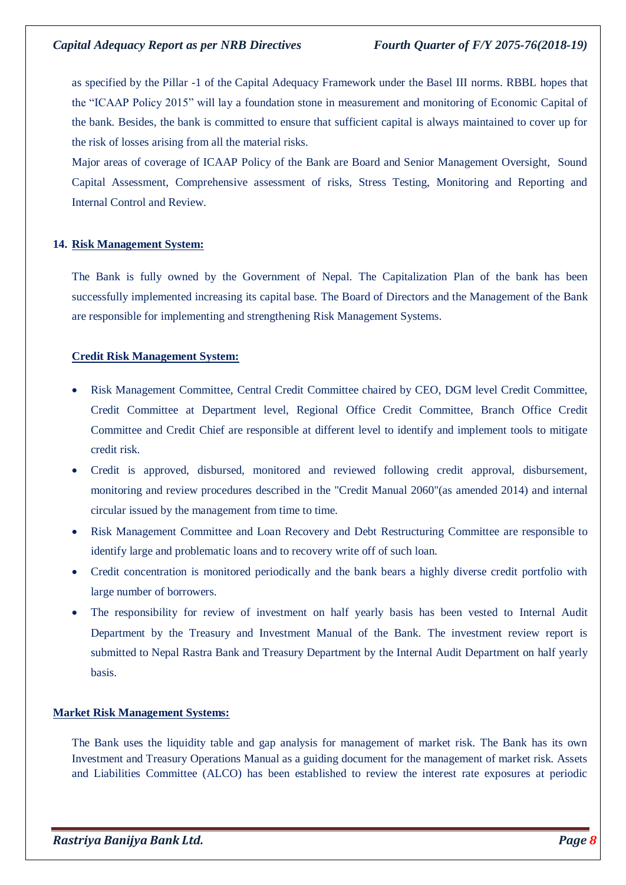as specified by the Pillar -1 of the Capital Adequacy Framework under the Basel III norms. RBBL hopes that the "ICAAP Policy 2015" will lay a foundation stone in measurement and monitoring of Economic Capital of the bank. Besides, the bank is committed to ensure that sufficient capital is always maintained to cover up for the risk of losses arising from all the material risks.

Major areas of coverage of ICAAP Policy of the Bank are Board and Senior Management Oversight, Sound Capital Assessment, Comprehensive assessment of risks, Stress Testing, Monitoring and Reporting and Internal Control and Review.

## 14. Risk Management System:

The Bank is fully owned by the Government of Nepal. The Capitalization Plan of the bank has been successfully implemented increasing its capital base. The Board of Directors and the Management of the Bank are responsible for implementing and strengthening Risk Management Systems.

### Credit Risk Management System:

- Risk Management Committee, Central Credit Committee chaired by CEO, DGM level Credit Committee, Credit Committee at Department level, Regional Office Credit Committee, Branch Office Credit Committee and Credit Chief are responsible at different level to identify and implement tools to mitigate credit risk.
- Credit is approved, disbursed, monitored and reviewed following credit approval, disbursement, monitoring and review procedures described in the "Credit Manual 2060"(as amended 2014) and internal circular issued by the management from time to time.
- Risk Management Committee and Loan Recovery and Debt Restructuring Committee are responsible to identify large and problematic loans and to recovery write off of such loan.
- Credit concentration is monitored periodically and the bank bears a highly diverse credit portfolio with large number of borrowers.
- The responsibility for review of investment on half yearly basis has been vested to Internal Audit Department by the Treasury and Investment Manual of the Bank. The investment review report is submitted to Nepal Rastra Bank and Treasury Department by the Internal Audit Department on half yearly basis.

### Market Risk Management Systems:

The Bank uses the liquidity table and gap analysis for management of market risk. The Bank has its own Investment and Treasury Operations Manual as a guiding document for the management of market risk. Assets and Liabilities Committee (ALCO) has been established to review the interest rate exposures at periodic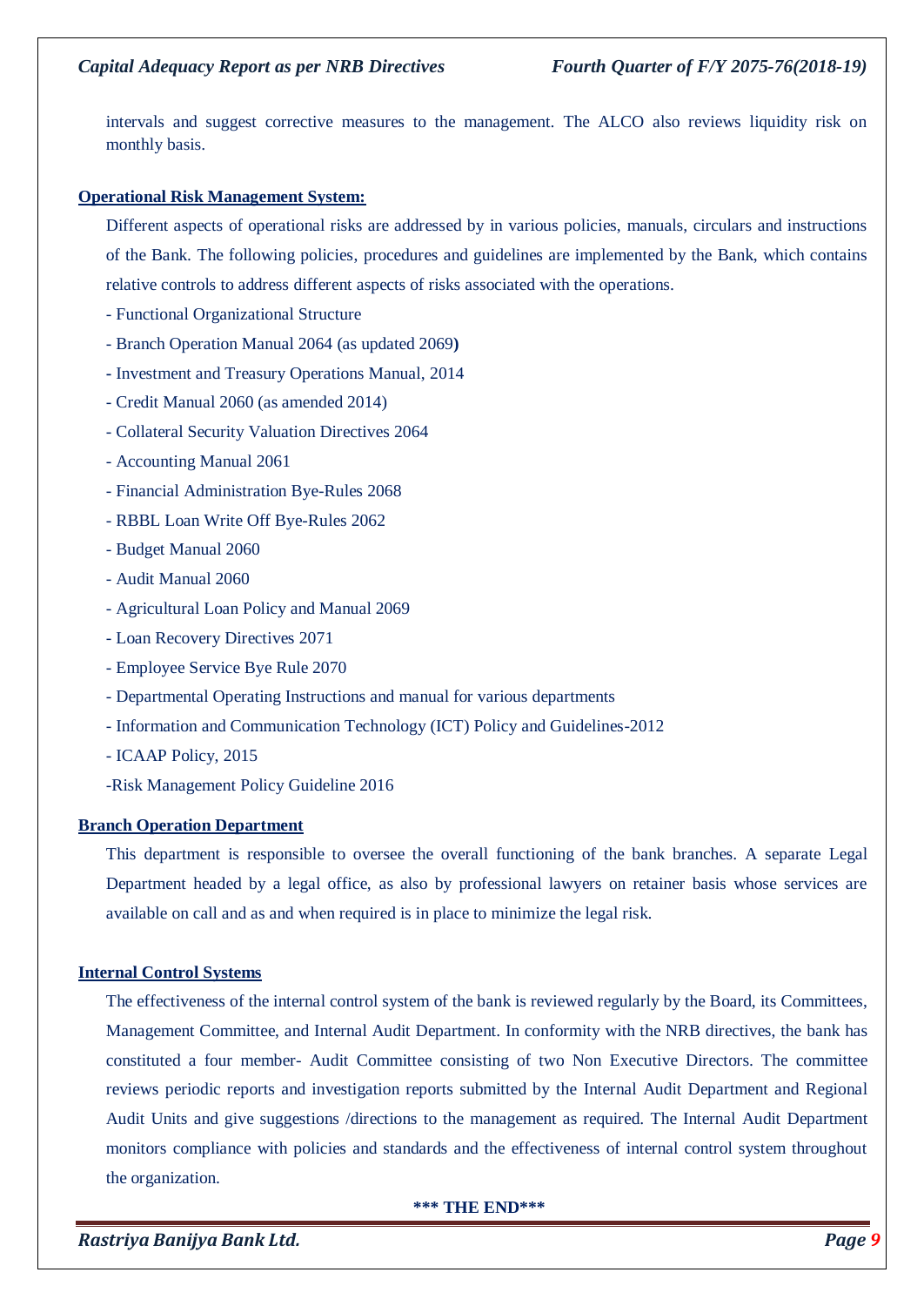intervals and suggest corrective measures to the management. The ALCO also reviews liquidity risk on monthly basis.

**Operational Risk Management System:**

Different aspects of operational risks are addressed by in various policies, manuals, circulars and instructions of the Bank. The following policies, procedures and guidelines are implemented by the Bank, which contains relative controls to address different aspects of risks associated with the operations.

- Functional Organizational Structure
- Branch Operation Manual 2064 (as updated 2069)
- Investment and Treasury Operations Manual, 2014
- Credit Manual 2060 (as amended 2014)
- Collateral Security Valuation Directives 2064
- Accounting Manual 2061
- Financial Administration Bye-Rules 2068
- RBBL Loan Write Off Bye-Rules 2062
- Budget Manual 2060
- Audit Manual 2060
- Agricultural Loan Policy and Manual 2069
- Loan Recovery Directives 2071
- Employee Service Bye Rule 2070
- Departmental Operating Instructions and manual for various departments
- Information and Communication Technology (ICT) Policy and Guidelines-2012
- ICAAP Policy, 2015
- Risk Management Policy Guideline 2016

**Branch Operation Department**

This department is responsible to oversee the overall functioning of the bank branches. A separate Legal Department headed by a legal office, as also by professional lawyers on retainer basis whose services are available on call and as and when required is in place to minimize the legal risk.

**Internal Control Systems**

The effectiveness of the internal control system of the bank is reviewed regularly by the Board, its Committees, Management Committee, and Internal Audit Department. In conformity with the NRB directives, the bank has constituted a four member- Audit Committee consisting of two Non Executive Directors. The committee reviews periodic reports and investigation reports submitted by the Internal Audit Department and Regional Audit Units and give suggestions /directions to the management as required. The Internal Audit Department monitors compliance with policies and standards and the effectiveness of internal control system throughout the organization.

**\*\*\* THE END\*\*\***